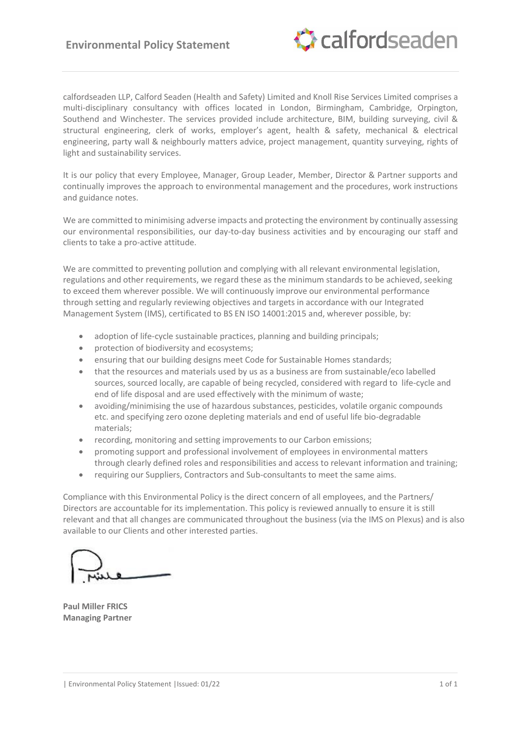# Environmental Policy Statement

calfordseaden LLP, Calford Seaden (Health and Safety) Limited and Knoll Rise Services Limited comprises a multi-disciplinary consultancy with offices located in London, Birmingham, Cambridge, Orpington, Southend and Winchester. The services provided include architecture, BIM, building surveying, civil & structural engineering, clerk of works, employer's agent, health & safety, mechanical & electrical engineering, party wall & neighbourly matters advice, project management, quantity surveying, rights of light and sustainability services.

It is our policy that every Employee, Manager, Group Leader, Member, Director & Partner supports and continually improves the approach to environmental management and the procedures, work instructions and guidance notes.

We are committed to minimising adverse impacts and protecting the environment by continually assessing our environmental responsibilities, our day-to-day business activities and by encouraging our staff and clients to take a pro-active attitude.

We are committed to preventing pollution and complying with all relevant environmental legislation, regulations and other requirements, we regard these as the minimum standards to be achieved, seeking to exceed them wherever possible. We will continuously improve our environmental performance through setting and regularly reviewing objectives and targets in accordance with our Integrated Management System (IMS), certificated to BS EN ISO 14001:2015 and, wherever possible, by:

- adoption of life-cycle sustainable practices, planning and building principals;
- protection of biodiversity and ecosystems;
- ensuring that our building designs meet Code for Sustainable Homes standards;
- that the resources and materials used by us as a business are from sustainable/eco labelled sources, sourced locally, are capable of being recycled, considered with regard to life-cycle and end of life disposal and are used effectively with the minimum of waste;
- avoiding/minimising the use of hazardous substances, pesticides, volatile organic compounds etc. and specifying zero ozone depleting materials and end of useful life bio-degradable materials;
- recording, monitoring and setting improvements to our Carbon emissions;
- promoting support and professional involvement of employees in environmental matters through clearly defined roles and responsibilities and access to relevant information and training;
- requiring our Suppliers, Contractors and Sub-consultants to meet the same aims.

Compliance with this Environmental Policy is the direct concern of all employees, and the Partners/ Directors are accountable for its implementation. This policy is reviewed annually to ensure it is still relevant and that all changes are communicated throughout the business (via the IMS on Plexus) and is also available to our Clients and other interested parties.

**Paul Miller FRICS**
**Managing Partner**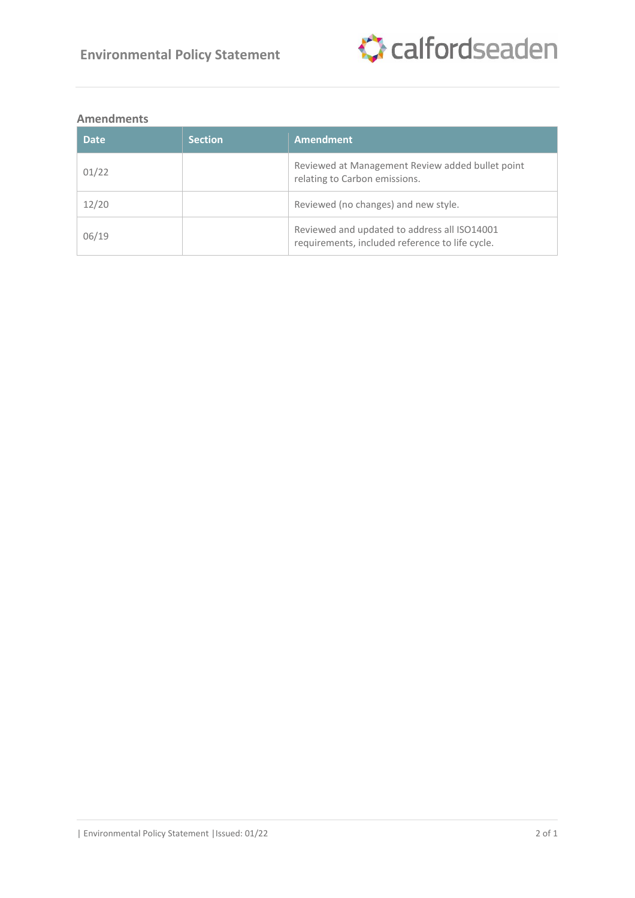### Amendments

| Date | Section | Amendment |
| --- | --- | --- |
| 01/22 | | Reviewed at Management Review added bullet point relating to Carbon emissions. |
| 12/20 | | Reviewed (no changes) and new style. |
| 06/19 | | Reviewed and updated to address all ISO14001 requirements, included reference to life cycle. |